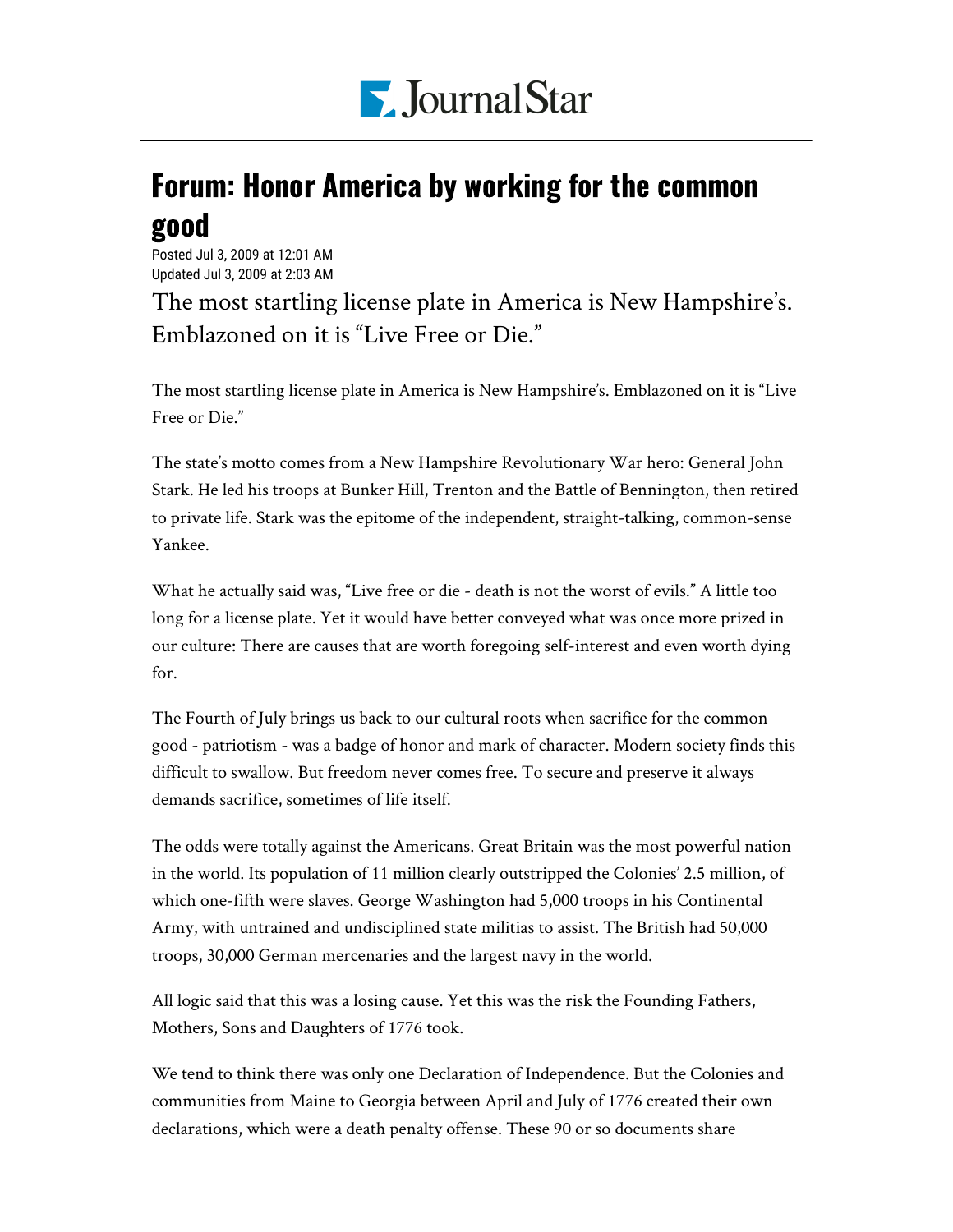# Forum: Honor America by working for the common good

Posted Jul 3, 2009 at 12:01 AM
Updated Jul 3, 2009 at 2:03 AM

The most startling license plate in America is New Hampshire's. Emblazoned on it is "Live Free or Die."

The most startling license plate in America is New Hampshire's. Emblazoned on it is "Live Free or Die."

The state's motto comes from a New Hampshire Revolutionary War hero: General John Stark. He led his troops at Bunker Hill, Trenton and the Battle of Bennington, then retired to private life. Stark was the epitome of the independent, straight-talking, common-sense Yankee.

What he actually said was, "Live free or die - death is not the worst of evils." A little too long for a license plate. Yet it would have better conveyed what was once more prized in our culture: There are causes that are worth foregoing self-interest and even worth dying for.

The Fourth of July brings us back to our cultural roots when sacrifice for the common good - patriotism - was a badge of honor and mark of character. Modern society finds this difficult to swallow. But freedom never comes free. To secure and preserve it always demands sacrifice, sometimes of life itself.

The odds were totally against the Americans. Great Britain was the most powerful nation in the world. Its population of 11 million clearly outstripped the Colonies' 2.5 million, of which one-fifth were slaves. George Washington had 5,000 troops in his Continental Army, with untrained and undisciplined state militias to assist. The British had 50,000 troops, 30,000 German mercenaries and the largest navy in the world.

All logic said that this was a losing cause. Yet this was the risk the Founding Fathers, Mothers, Sons and Daughters of 1776 took.

We tend to think there was only one Declaration of Independence. But the Colonies and communities from Maine to Georgia between April and July of 1776 created their own declarations, which were a death penalty offense. These 90 or so documents share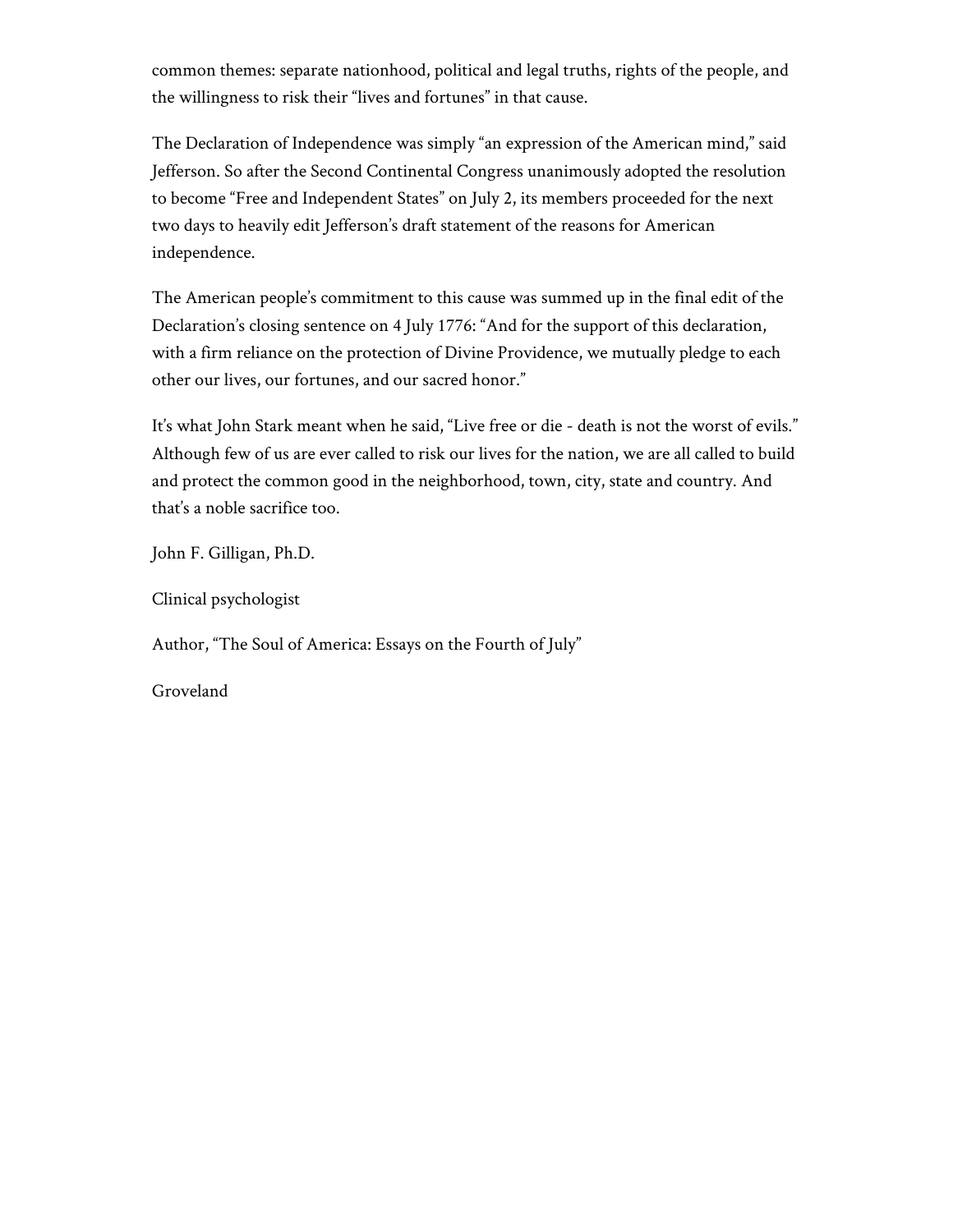common themes: separate nationhood, political and legal truths, rights of the people, and the willingness to risk their "lives and fortunes" in that cause.

The Declaration of Independence was simply "an expression of the American mind," said Jefferson. So after the Second Continental Congress unanimously adopted the resolution to become "Free and Independent States" on July 2, its members proceeded for the next two days to heavily edit Jefferson's draft statement of the reasons for American independence.

The American people's commitment to this cause was summed up in the final edit of the Declaration's closing sentence on 4 July 1776: "And for the support of this declaration, with a firm reliance on the protection of Divine Providence, we mutually pledge to each other our lives, our fortunes, and our sacred honor."

It's what John Stark meant when he said, "Live free or die - death is not the worst of evils." Although few of us are ever called to risk our lives for the nation, we are all called to build and protect the common good in the neighborhood, town, city, state and country. And that's a noble sacrifice too.

John F. Gilligan, Ph.D.

Clinical psychologist

Author, "The Soul of America: Essays on the Fourth of July"

Groveland